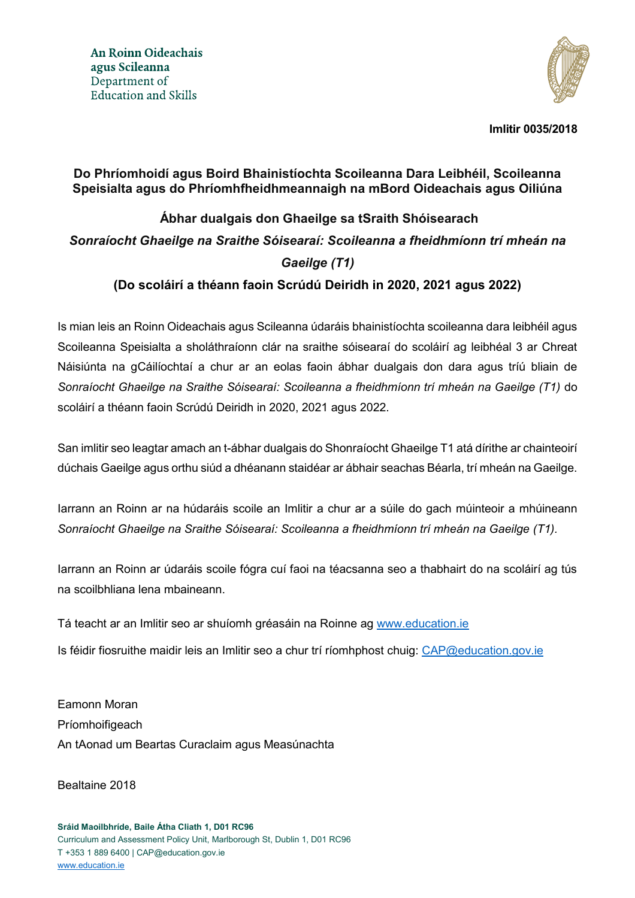An Roinn Oideachais agus Scileanna
Department of Education and Skills

**Imlitir 0035/2018**

**Do Phríomhoidí agus Boird Bhainistíochta Scoileanna Dara Leibhéil, Scoileanna Speisialta agus do Phríomhfheidhmeannaigh na mBord Oideachais agus Oiliúna**

## Ábhar dualgais don Ghaeilge sa tSraith Shóisearach

## *Sonraíocht Ghaeilge na Sraithe Sóisearaí: Scoileanna a fheidhmíonn trí mheán na Gaeilge (T1)*

## (Do scoláirí a théann faoin Scrúdú Deiridh in 2020, 2021 agus 2022)

Is mian leis an Roinn Oideachais agus Scileanna údaráis bhainistíochta scoileanna dara leibhéil agus Scoileanna Speisialta a sholáthraíonn clár na sraithe sóisearaí do scoláirí ag leibhéal 3 ar Chreat Náisiúnta na gCáilíochtaí a chur ar an eolas faoin ábhar dualgais don dara agus tríú bliain de *Sonraíocht Ghaeilge na Sraithe Sóisearaí: Scoileanna a fheidhmíonn trí mheán na Gaeilge (T1)* do scoláirí a théann faoin Scrúdú Deiridh in 2020, 2021 agus 2022.

San imlitir seo leagtar amach an t-ábhar dualgais do Shonraíocht Ghaeilge T1 atá dírithe ar chainteoirí dúchais Gaeilge agus orthu siúd a dhéanann staidéar ar ábhair seachas Béarla, trí mheán na Gaeilge.

Iarrann an Roinn ar na húdaráis scoile an Imlitir a chur ar a súile do gach múinteoir a mhúineann *Sonraíocht Ghaeilge na Sraithe Sóisearaí: Scoileanna a fheidhmíonn trí mheán na Gaeilge (T1).*

Iarrann an Roinn ar údaráis scoile fógra cuí faoi na téacsanna seo a thabhairt do na scoláirí ag tús na scoilbhliana lena mbaineann.

Tá teacht ar an Imlitir seo ar shuíomh gréasáin na Roinne ag www.education.ie

Is féidir fiosruithe maidir leis an Imlitir seo a chur trí ríomhphost chuig: CAP@education.gov.ie

Eamonn Moran
Príomhoifigeach
An tAonad um Beartas Curaclaim agus Measúnachta

Bealtaine 2018

**Sráid Maoilbhríde, Baile Átha Cliath 1, D01 RC96**
Curriculum and Assessment Policy Unit, Marlborough St, Dublin 1, D01 RC96
T +353 1 889 6400 | CAP@education.gov.ie
www.education.ie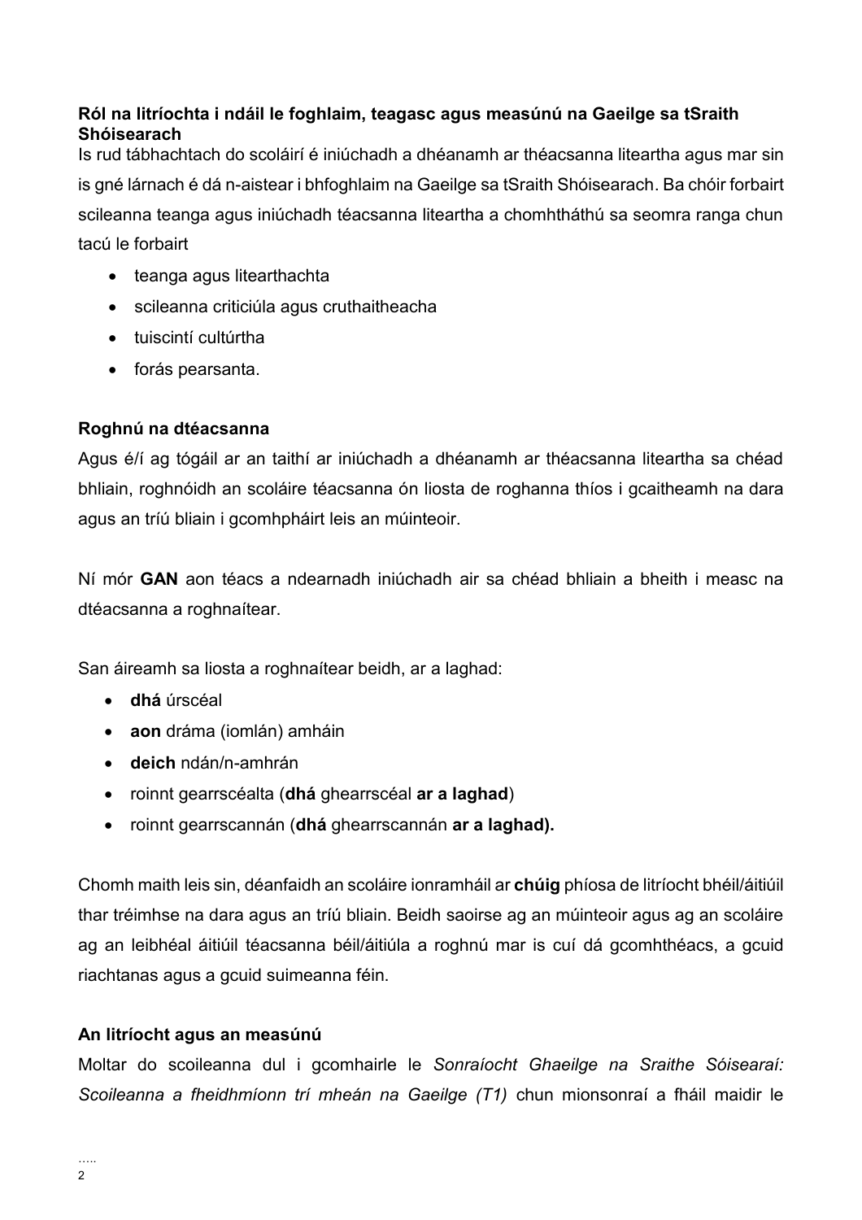### Ról na litríochta i ndáil le foghlaim, teagasc agus measúnú na Gaeilge sa tSraith Shóisearach

Is rud tábhachtach do scoláirí é iniúchadh a dhéanamh ar théacsanna liteartha agus mar sin is gné lárnach é dá n-aistear i bhfoghlaim na Gaeilge sa tSraith Shóisearach. Ba chóir forbairt scileanna teanga agus iniúchadh téacsanna liteartha a chomhtháthú sa seomra ranga chun tacú le forbairt

- teanga agus litearthachta
- scileanna criticiúla agus cruthaitheacha
- tuiscintí cultúrtha
- forás pearsanta.

### Roghnú na dtéacsanna

Agus é/í ag tógáil ar an taithí ar iniúchadh a dhéanamh ar théacsanna liteartha sa chéad bhliain, roghnóidh an scoláire téacsanna ón liosta de roghanna thíos i gcaitheamh na dara agus an tríú bliain i gcomhpháirt leis an múinteoir.

Ní mór **GAN** aon téacs a ndearnadh iniúchadh air sa chéad bhliain a bheith i measc na dtéacsanna a roghnaítear.

San áireamh sa liosta a roghnaítear beidh, ar a laghad:

- **dhá** úrscéal
- **aon** dráma (iomlán) amháin
- **deich** ndán/n-amhrán
- roinnt gearrscéalta (**dhá** ghearrscéal **ar a laghad**)
- roinnt gearrscannán (**dhá** ghearrscannán **ar a laghad).**

Chomh maith leis sin, déanfaidh an scoláire ionramháil ar **chúig** phíosa de litríocht bhéil/áitiúil thar tréimhse na dara agus an tríú bliain. Beidh saoirse ag an múinteoir agus ag an scoláire ag an leibhéal áitiúil téacsanna béil/áitiúla a roghnú mar is cuí dá gcomhthéacs, a gcuid riachtanas agus a gcuid suimeanna féin.

### An litríocht agus an measúnú

Moltar do scoileanna dul i gcomhairle le *Sonraíocht Ghaeilge na Sraithe Sóisearaí: Scoileanna a fheidhmíonn trí mheán na Gaeilge (T1)* chun mionsonraí a fháil maidir le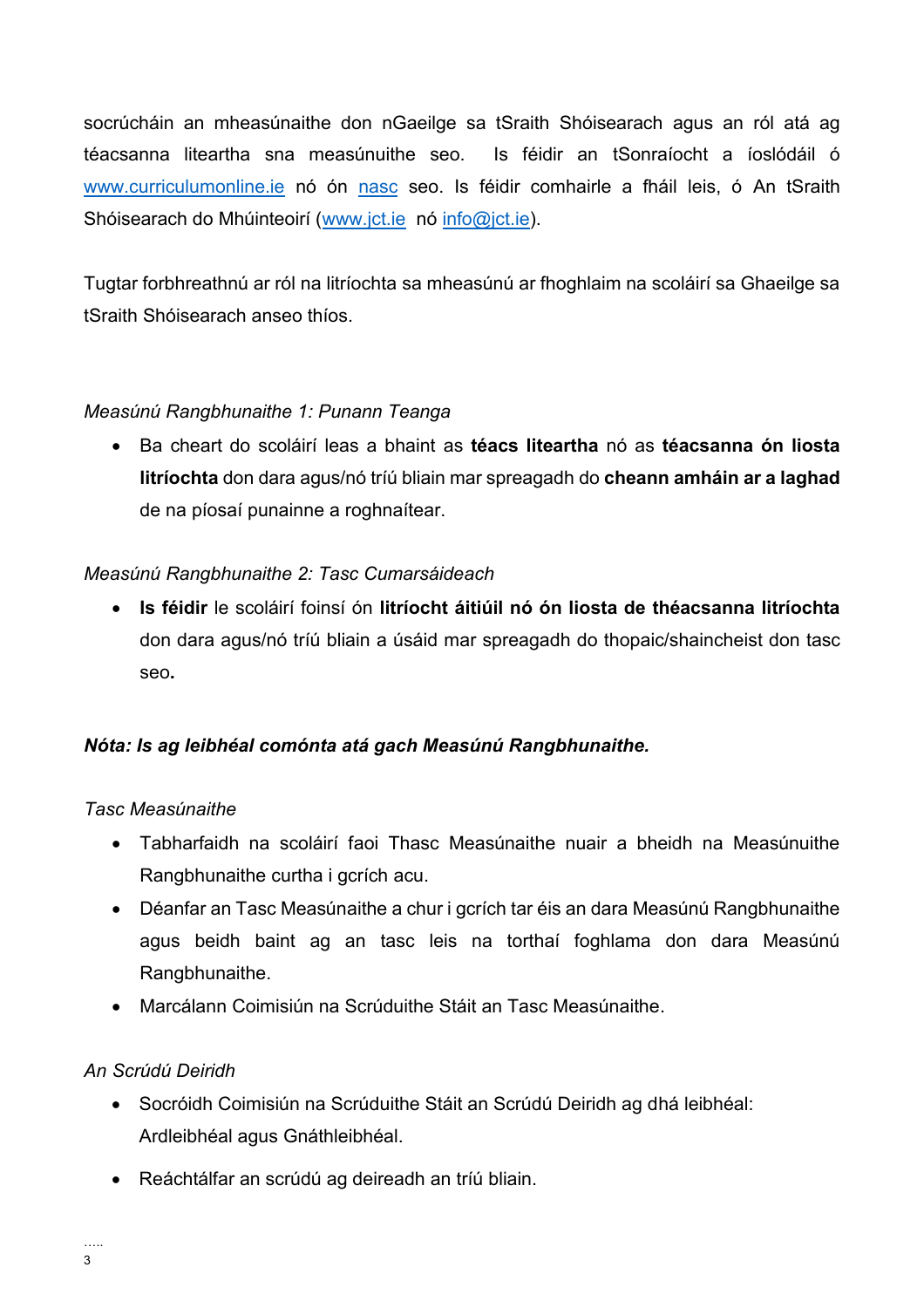socrúcháin an mheasúnaithe don nGaeilge sa tSraith Shóisearach agus an ról atá ag téacsanna liteartha sna measúnuithe seo. Is féidir an tSonraíocht a íoslódáil ó [www.curriculumonline.ie](http://www.curriculumonline.ie) nó ón [nasc](#) seo. Is féidir comhairle a fháil leis, ó An tSraith Shóisearach do Mhúinteoirí ([www.jct.ie](http://www.jct.ie) nó [info@jct.ie](mailto:info@jct.ie)).

Tugtar forbhreathnú ar ról na litríochta sa mheasúnú ar fhoghlaim na scoláirí sa Ghaeilge sa tSraith Shóisearach anseo thíos.

*Measúnú Rangbhunaithe 1: Punann Teanga*

- Ba cheart do scoláirí leas a bhaint as **téacs liteartha** nó as **téacsanna ón liosta litríochta** don dara agus/nó tríú bliain mar spreagadh do **cheann amháin ar a laghad** de na píosaí punainne a roghnaítear.

*Measúnú Rangbhunaithe 2: Tasc Cumarsáideach*

- **Is féidir** le scoláirí foinsí ón **litríocht áitiúil nó ón liosta de théacsanna litríochta** don dara agus/nó tríú bliain a úsáid mar spreagadh do thopaic/shaincheist don tasc seo**.**

***Nóta: Is ag leibhéal comónta atá gach Measúnú Rangbhunaithe.***

*Tasc Measúnaithe*

- Tabharfaidh na scoláirí faoi Thasc Measúnaithe nuair a bheidh na Measúnuithe Rangbhunaithe curtha i gcrích acu.
- Déanfar an Tasc Measúnaithe a chur i gcrích tar éis an dara Measúnú Rangbhunaithe agus beidh baint ag an tasc leis na torthaí foghlama don dara Measúnú Rangbhunaithe.
- Marcálann Coimisiún na Scrúduithe Stáit an Tasc Measúnaithe.

*An Scrúdú Deiridh*

- Socróidh Coimisiún na Scrúduithe Stáit an Scrúdú Deiridh ag dhá leibhéal: Ardleibhéal agus Gnáthleibhéal.
- Reáchtálfar an scrúdú ag deireadh an tríú bliain.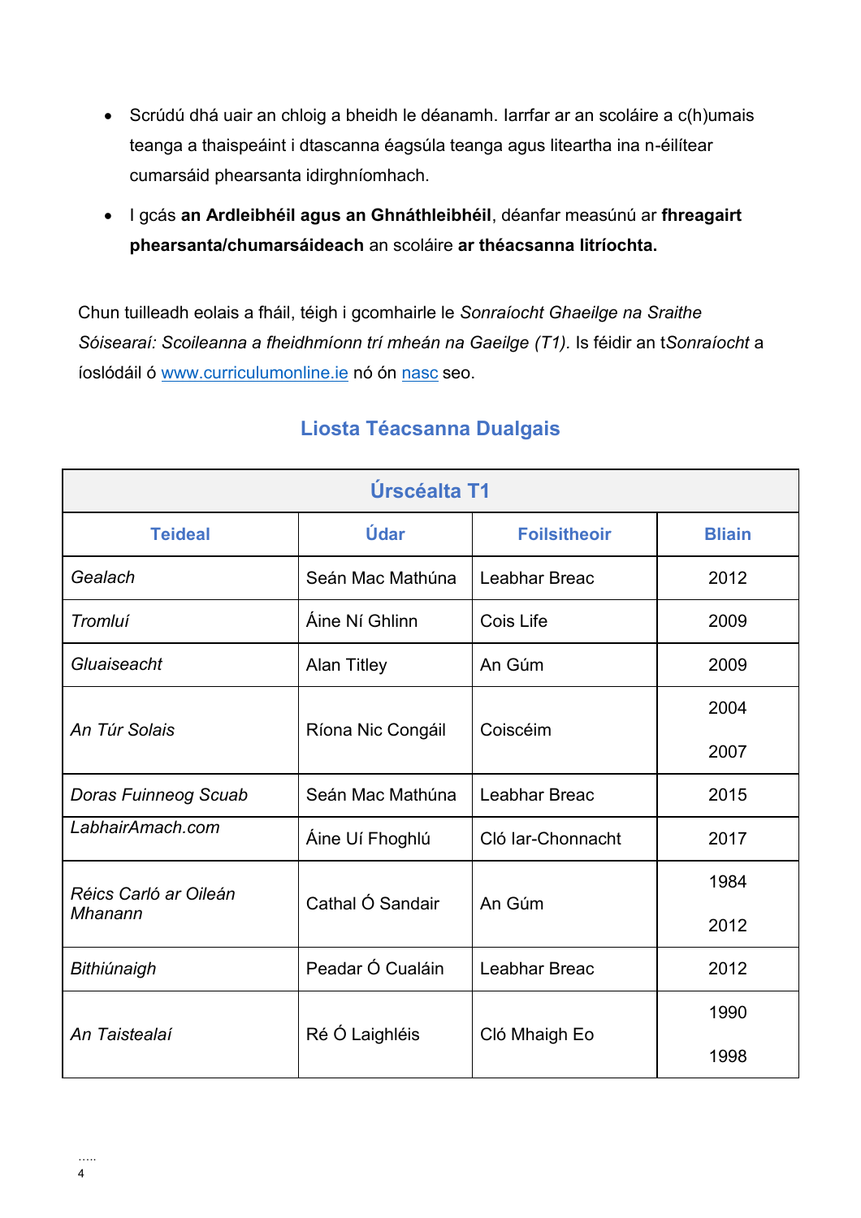- Scrúdú dhá uair an chloig a bheidh le déanamh. Iarrfar ar an scoláire a c(h)umais teanga a thaispeáint i dtascanna éagsúla teanga agus liteartha ina n-éilítear cumarsáid phearsanta idirghníomhach.
- I gcás **an Ardleibhéil agus an Ghnáthleibhéil**, déanfar measúnú ar **fhreagairt phearsanta/chumarsáideach** an scoláire **ar théacsanna litríochta.**

Chun tuilleadh eolais a fháil, téigh i gcomhairle le *Sonraíocht Ghaeilge na Sraithe Sóisearaí: Scoileanna a fheidhmíonn trí mheán na Gaeilge (T1).* Is féidir an t*Sonraíocht* a íoslódáil ó [www.curriculumonline.ie](www.curriculumonline.ie) nó ón [nasc](nasc) seo.

## Liosta Téacsanna Dualgais

| Úrscéalta T1 | | | |
|---|---|---|---|
| **Teideal** | **Údar** | **Foilsitheoir** | **Bliain** |
| *Gealach* | Seán Mac Mathúna | Leabhar Breac | 2012 |
| *Tromluí* | Áine Ní Ghlinn | Cois Life | 2009 |
| *Gluaiseacht* | Alan Titley | An Gúm | 2009 |
| *An Túr Solais* | Ríona Nic Congáil | Coiscéim | 2004<br>2007 |
| *Doras Fuinneog Scuab* | Seán Mac Mathúna | Leabhar Breac | 2015 |
| *LabhairAmach.com* | Áine Uí Fhoghlú | Cló Iar-Chonnacht | 2017 |
| *Réics Carló ar Oileán Mhanann* | Cathal Ó Sandair | An Gúm | 1984<br>2012 |
| *Bithiúnaigh* | Peadar Ó Cualáin | Leabhar Breac | 2012 |
| *An Taistealaí* | Ré Ó Laighléis | Cló Mhaigh Eo | 1990<br>1998 |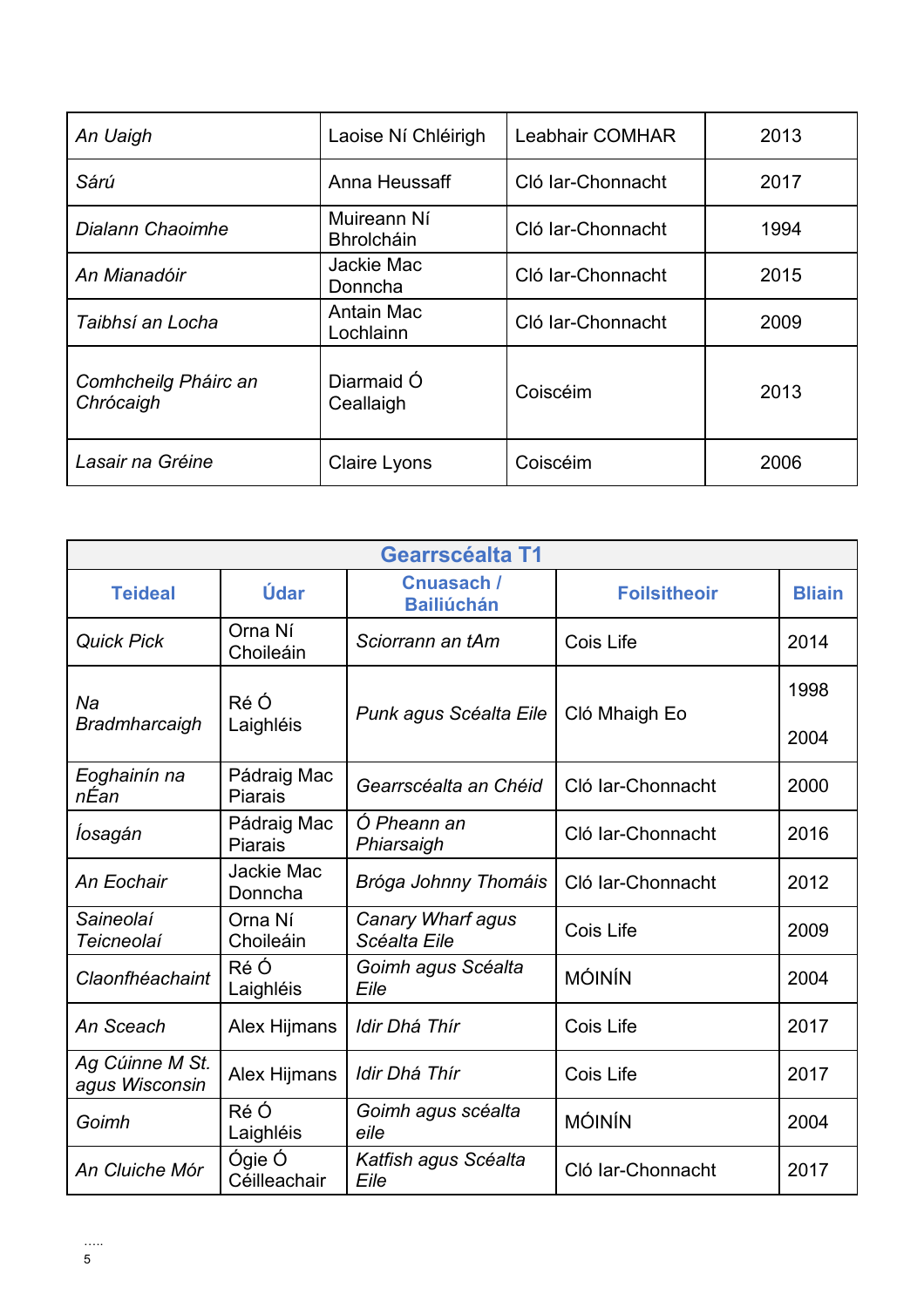| | | | |
|---|---|---|---|
| *An Uaigh* | Laoise Ní Chléirigh | Leabhair COMHAR | 2013 |
| *Sárú* | Anna Heussaff | Cló Iar-Chonnacht | 2017 |
| *Dialann Chaoimhe* | Muireann Ní Bhrolcháin | Cló Iar-Chonnacht | 1994 |
| *An Mianadóir* | Jackie Mac Donncha | Cló Iar-Chonnacht | 2015 |
| *Taibhsí an Locha* | Antain Mac Lochlainn | Cló Iar-Chonnacht | 2009 |
| *Comhcheilg Pháirc an Chrócaigh* | Diarmaid Ó Ceallaigh | Coiscéim | 2013 |
| *Lasair na Gréine* | Claire Lyons | Coiscéim | 2006 |

| Gearrscéalta T1 | | | | |
|---|---|---|---|---|
| **Teideal** | **Údar** | **Cnuasach / Bailiúchán** | **Foilsitheoir** | **Bliain** |
| *Quick Pick* | Orna Ní Choileáin | *Sciorrann an tAm* | Cois Life | 2014 |
| *Na Bradmharcaigh* | Ré Ó Laighléis | *Punk agus Scéalta Eile* | Cló Mhaigh Eo | 1998<br>2004 |
| *Eoghainín na nÉan* | Pádraig Mac Piarais | *Gearrscéalta an Chéid* | Cló Iar-Chonnacht | 2000 |
| *Íosagán* | Pádraig Mac Piarais | *Ó Pheann an Phiarsaigh* | Cló Iar-Chonnacht | 2016 |
| *An Eochair* | Jackie Mac Donncha | *Bróga Johnny Thomáis* | Cló Iar-Chonnacht | 2012 |
| *Saineolaí Teicneolaí* | Orna Ní Choileáin | *Canary Wharf agus Scéalta Eile* | Cois Life | 2009 |
| *Claonfhéachaint* | Ré Ó Laighléis | *Goimh agus Scéalta Eile* | MÓINÍN | 2004 |
| *An Sceach* | Alex Hijmans | *Idir Dhá Thír* | Cois Life | 2017 |
| *Ag Cúinne M St. agus Wisconsin* | Alex Hijmans | *Idir Dhá Thír* | Cois Life | 2017 |
| *Goimh* | Ré Ó Laighléis | *Goimh agus scéalta eile* | MÓINÍN | 2004 |
| *An Cluiche Mór* | Ógie Ó Céilleachair | *Katfish agus Scéalta Eile* | Cló Iar-Chonnacht | 2017 |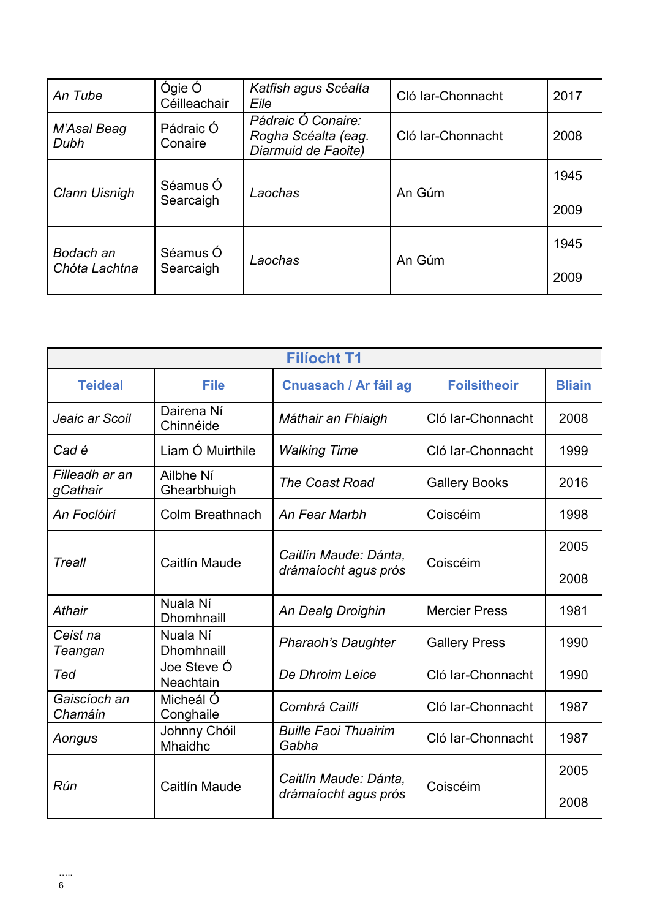| | | | | |
|---|---|---|---|---|
| *An Tube* | Ógie Ó Céilleachair | *Katfish agus Scéalta Eile* | Cló Iar-Chonnacht | 2017 |
| *M'Asal Beag Dubh* | Pádraic Ó Conaire | *Pádraic Ó Conaire: Rogha Scéalta (eag. Diarmuid de Faoite)* | Cló Iar-Chonnacht | 2008 |
| *Clann Uisnigh* | Séamus Ó Searcaigh | *Laochas* | An Gúm | 1945<br>2009 |
| *Bodach an Chóta Lachtna* | Séamus Ó Searcaigh | *Laochas* | An Gúm | 1945<br>2009 |

| Filíocht T1 | | | | |
|---|---|---|---|---|
| **Teideal** | **File** | **Cnuasach / Ar fáil ag** | **Foilsitheoir** | **Bliain** |
| *Jeaic ar Scoil* | Dairena Ní Chinnéide | *Máthair an Fhiaigh* | Cló Iar-Chonnacht | 2008 |
| *Cad é* | Liam Ó Muirthile | *Walking Time* | Cló Iar-Chonnacht | 1999 |
| *Filleadh ar an gCathair* | Ailbhe Ní Ghearbhuigh | *The Coast Road* | Gallery Books | 2016 |
| *An Foclóirí* | Colm Breathnach | *An Fear Marbh* | Coiscéim | 1998 |
| *Treall* | Caitlín Maude | *Caitlín Maude: Dánta, drámaíocht agus prós* | Coiscéim | 2005<br>2008 |
| *Athair* | Nuala Ní Dhomhnaill | *An Dealg Droighin* | Mercier Press | 1981 |
| *Ceist na Teangan* | Nuala Ní Dhomhnaill | *Pharaoh's Daughter* | Gallery Press | 1990 |
| *Ted* | Joe Steve Ó Neachtain | *De Dhroim Leice* | Cló Iar-Chonnacht | 1990 |
| *Gaiscíoch an Chamáin* | Micheál Ó Conghaile | *Comhrá Caillí* | Cló Iar-Chonnacht | 1987 |
| *Aongus* | Johnny Chóil Mhaidhc | *Buille Faoi Thuairim Gabha* | Cló Iar-Chonnacht | 1987 |
| *Rún* | Caitlín Maude | *Caitlín Maude: Dánta, drámaíocht agus prós* | Coiscéim | 2005<br>2008 |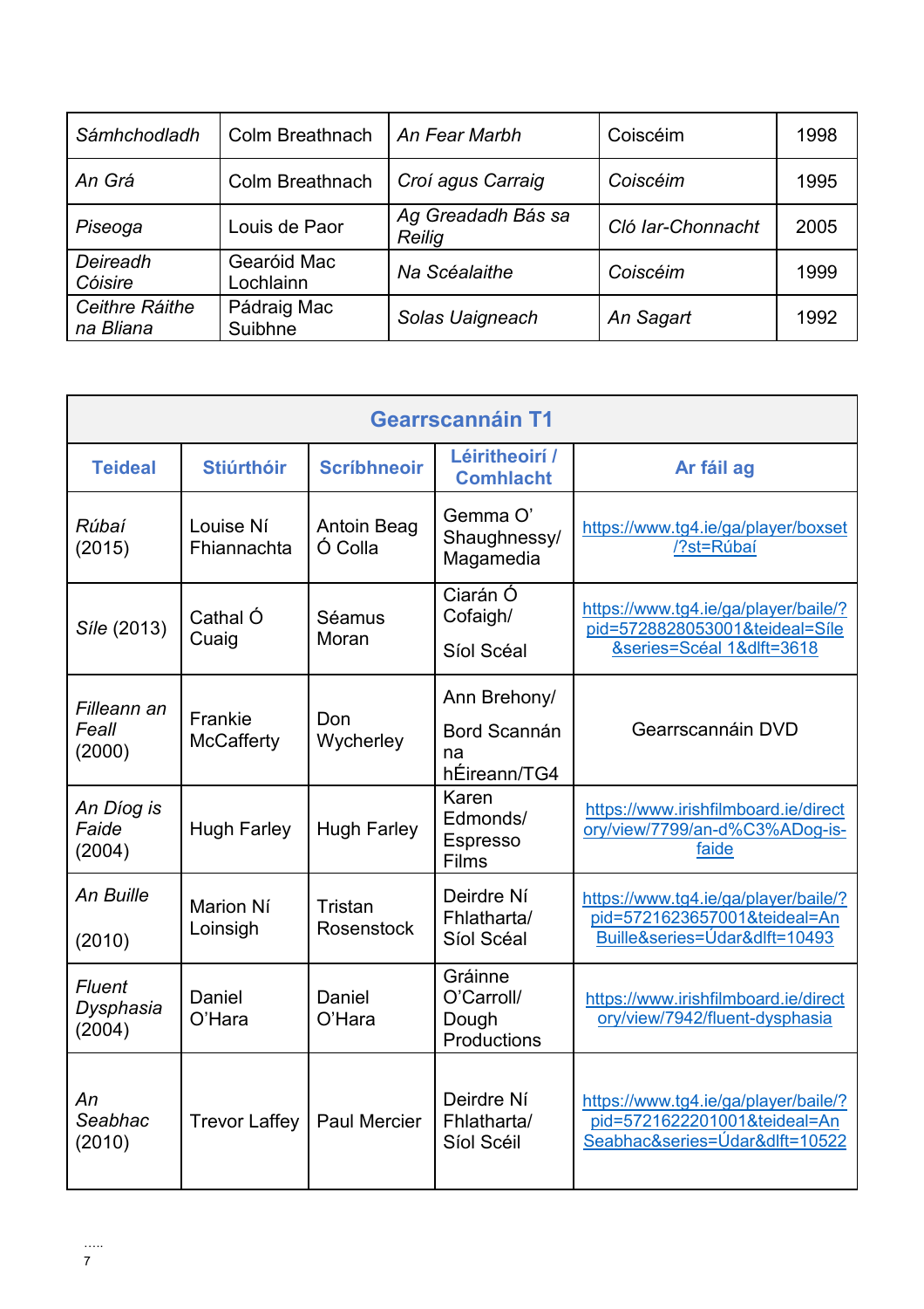| | | | | |
|---|---|---|---|---|
| *Sámhchodladh* | Colm Breathnach | *An Fear Marbh* | Coiscéim | 1998 |
| *An Grá* | Colm Breathnach | *Croí agus Carraig* | *Coiscéim* | 1995 |
| *Piseoga* | Louis de Paor | *Ag Greadadh Bás sa Reilig* | *Cló Iar-Chonnacht* | 2005 |
| *Deireadh Cóisire* | Gearóid Mac Lochlainn | *Na Scéalaithe* | *Coiscéim* | 1999 |
| *Ceithre Ráithe na Bliana* | Pádraig Mac Suibhne | *Solas Uaigneach* | *An Sagart* | 1992 |

| **Gearrscannáin T1** | | | | |
|---|---|---|---|---|
| **Teideal** | **Stiúrthóir** | **Scríbhneoir** | **Léiritheoirí / Comhlacht** | **Ar fáil ag** |
| *Rúbaí* (2015) | Louise Ní Fhiannachta | Antoin Beag Ó Colla | Gemma O' Shaughnessy/ Magamedia | https://www.tg4.ie/ga/player/boxset/?st=Rúbaí |
| *Síle* (2013) | Cathal Ó Cuaig | Séamus Moran | Ciarán Ó Cofaigh/ Síol Scéal | https://www.tg4.ie/ga/player/baile/?pid=5728828053001&teideal=Síle&series=Scéal 1&dlft=3618 |
| *Filleann an Feall* (2000) | Frankie McCafferty | Don Wycherley | Ann Brehony/ Bord Scannán na hÉireann/TG4 | Gearrscannáin DVD |
| *An Díog is Faide* (2004) | Hugh Farley | Hugh Farley | Karen Edmonds/ Espresso Films | https://www.irishfilmboard.ie/directory/view/7799/an-d%C3%ADog-is-faide |
| *An Buille* (2010) | Marion Ní Loinsigh | Tristan Rosenstock | Deirdre Ní Fhlatharta/ Síol Scéal | https://www.tg4.ie/ga/player/baile/?pid=5721623657001&teideal=An Buille&series=Údar&dlft=10493 |
| *Fluent Dysphasia* (2004) | Daniel O'Hara | Daniel O'Hara | Gráinne O'Carroll/ Dough Productions | https://www.irishfilmboard.ie/directory/view/7942/fluent-dysphasia |
| *An Seabhac* (2010) | Trevor Laffey | Paul Mercier | Deirdre Ní Fhlatharta/ Síol Scéil | https://www.tg4.ie/ga/player/baile/?pid=5721622201001&teideal=An Seabhac&series=Údar&dlft=10522 |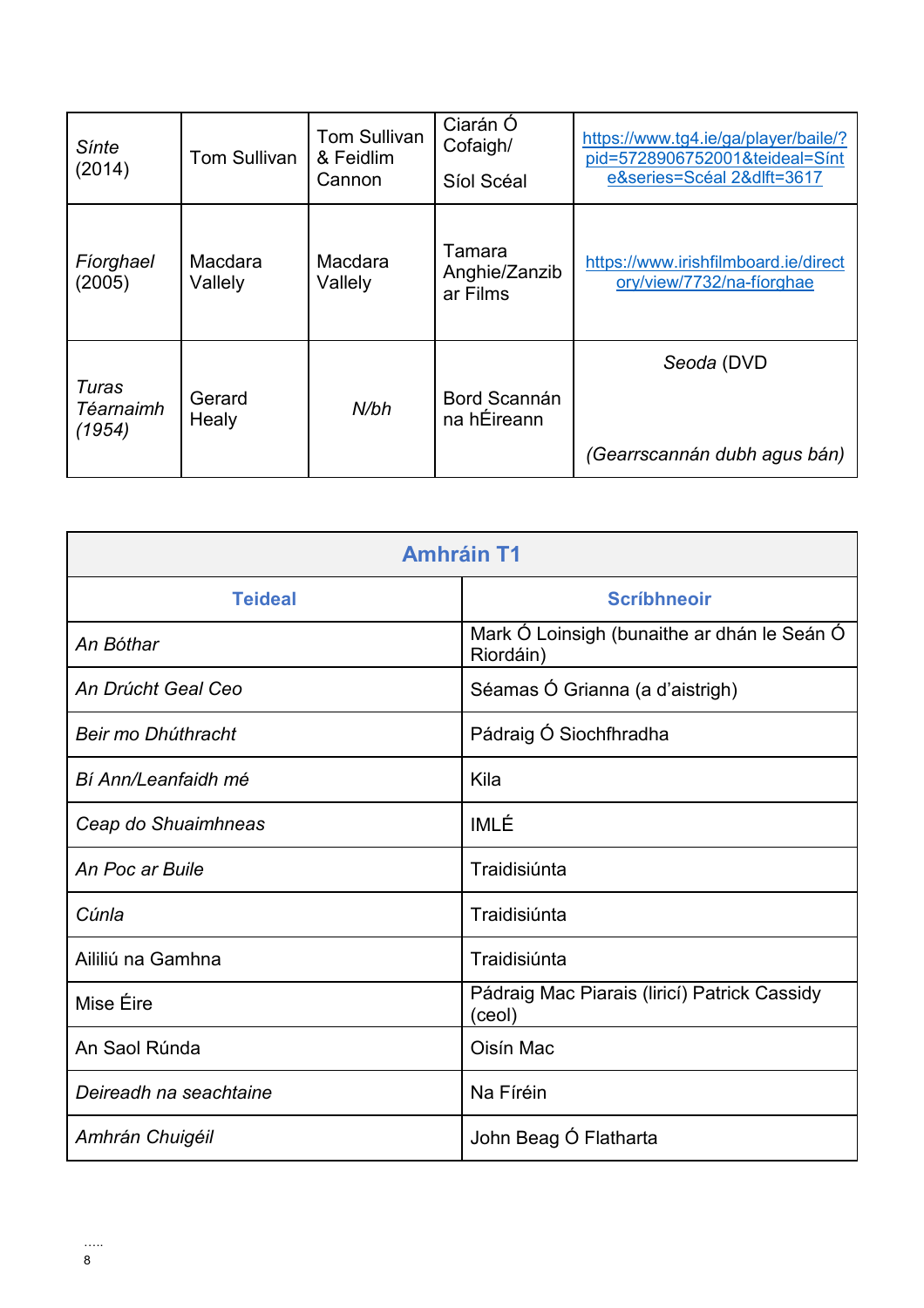| | | | | |
|---|---|---|---|---|
| *Sínte* (2014) | Tom Sullivan | Tom Sullivan & Feidlim Cannon | Ciarán Ó Cofaigh/ Síol Scéal | https://www.tg4.ie/ga/player/baile/?pid=5728906752001&teideal=Sínte&series=Scéal 2&dlft=3617 |
| *Fíorghael* (2005) | Macdara Vallely | Macdara Vallely | Tamara Anghie/Zanzibar Films | https://www.irishfilmboard.ie/directory/view/7732/na-fíorghae |
| *Turas Téarnaimh (1954)* | Gerard Healy | *N/bh* | Bord Scannán na hÉireann | *Seoda* (DVD *(Gearrscannán dubh agus bán)* |

| **Amhráin T1** | |
|---|---|
| **Teideal** | **Scríbhneoir** |
| *An Bóthar* | Mark Ó Loinsigh (bunaithe ar dhán le Seán Ó Riordáin) |
| *An Drúcht Geal Ceo* | Séamas Ó Grianna (a d'aistrigh) |
| *Beir mo Dhúthracht* | Pádraig Ó Siochfhradha |
| *Bí Ann/Leanfaidh mé* | Kila |
| *Ceap do Shuaimhneas* | IMLÉ |
| *An Poc ar Buile* | Traidisiúnta |
| *Cúnla* | Traidisiúnta |
| Aililiú na Gamhna | Traidisiúnta |
| Mise Éire | Pádraig Mac Piarais (liricí) Patrick Cassidy (ceol) |
| An Saol Rúnda | Oisín Mac |
| *Deireadh na seachtaine* | Na Fíréin |
| *Amhrán Chuigéil* | John Beag Ó Flatharta |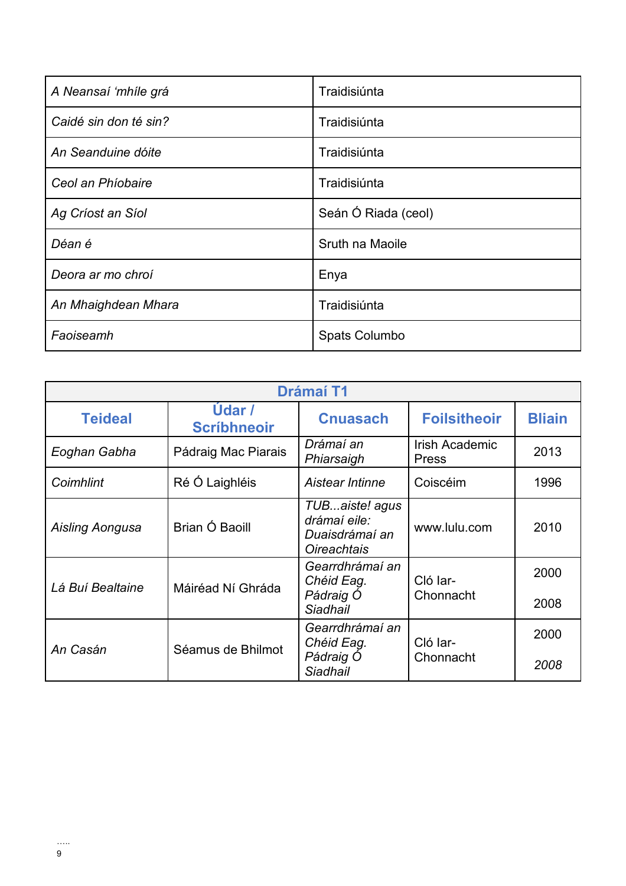| | |
|---|---|
| *A Neansaí 'mhíle grá* | Traidisiúnta |
| *Caidé sin don té sin?* | Traidisiúnta |
| *An Seanduine dóite* | Traidisiúnta |
| *Ceol an Phíobaire* | Traidisiúnta |
| *Ag Críost an Síol* | Seán Ó Riada (ceol) |
| *Déan é* | Sruth na Maoile |
| *Deora ar mo chroí* | Enya |
| *An Mhaighdean Mhara* | Traidisiúnta |
| *Faoiseamh* | Spats Columbo |

| Drámaí T1 | | | | |
|---|---|---|---|---|
| **Teideal** | **Údar / Scríbhneoir** | **Cnuasach** | **Foilsitheoir** | **Bliain** |
| *Eoghan Gabha* | Pádraig Mac Piarais | *Drámaí an Phiarsaigh* | Irish Academic Press | 2013 |
| *Coimhlint* | Ré Ó Laighléis | *Aistear Intinne* | Coiscéim | 1996 |
| *Aisling Aongusa* | Brian Ó Baoill | *TUB...aiste! agus drámaí eile: Duaisdrámaí an Oireachtais* | www.lulu.com | 2010 |
| *Lá Buí Bealtaine* | Máiréad Ní Ghráda | *Gearrdhrámaí an Chéid Eag. Pádraig Ó Siadhail* | Cló Iar-Chonnacht | 2000<br>2008 |
| *An Casán* | Séamus de Bhilmot | *Gearrdhrámaí an Chéid Eag. Pádraig Ó Siadhail* | Cló Iar-Chonnacht | 2000<br>*2008* |